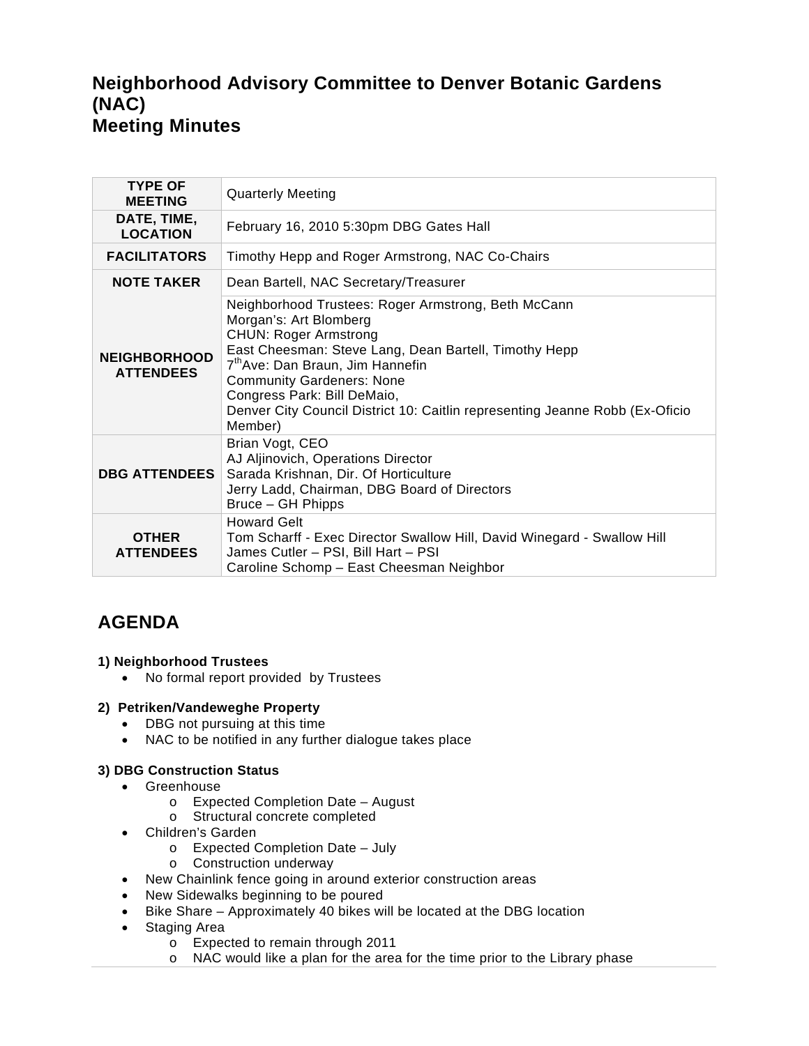# Neighborhood Advisory Committee to Denver Botanic Gardens (NAC)
# Meeting Minutes

| | |
|---|---|
| **TYPE OF MEETING** | Quarterly Meeting |
| **DATE, TIME, LOCATION** | February 16, 2010 5:30pm DBG Gates Hall |
| **FACILITATORS** | Timothy Hepp and Roger Armstrong, NAC Co-Chairs |
| **NOTE TAKER** | Dean Bartell, NAC Secretary/Treasurer |
| **NEIGHBORHOOD ATTENDEES** | Neighborhood Trustees: Roger Armstrong, Beth McCann<br>Morgan's: Art Blomberg<br>CHUN: Roger Armstrong<br>East Cheesman: Steve Lang, Dean Bartell, Timothy Hepp<br>7th Ave: Dan Braun, Jim Hannefin<br>Community Gardeners: None<br>Congress Park: Bill DeMaio,<br>Denver City Council District 10: Caitlin representing Jeanne Robb (Ex-Oficio Member) |
| **DBG ATTENDEES** | Brian Vogt, CEO<br>AJ Aljinovich, Operations Director<br>Sarada Krishnan, Dir. Of Horticulture<br>Jerry Ladd, Chairman, DBG Board of Directors<br>Bruce – GH Phipps |
| **OTHER ATTENDEES** | Howard Gelt<br>Tom Scharff - Exec Director Swallow Hill, David Winegard - Swallow Hill<br>James Cutler – PSI, Bill Hart – PSI<br>Caroline Schomp – East Cheesman Neighbor |

## AGENDA

**1) Neighborhood Trustees**

- No formal report provided by Trustees

**2) Petriken/Vandeweghe Property**

- DBG not pursuing at this time
- NAC to be notified in any further dialogue takes place

**3) DBG Construction Status**

- Greenhouse
  - Expected Completion Date – August
  - Structural concrete completed
- Children's Garden
  - Expected Completion Date – July
  - Construction underway
- New Chainlink fence going in around exterior construction areas
- New Sidewalks beginning to be poured
- Bike Share – Approximately 40 bikes will be located at the DBG location
- Staging Area
  - Expected to remain through 2011
  - NAC would like a plan for the area for the time prior to the Library phase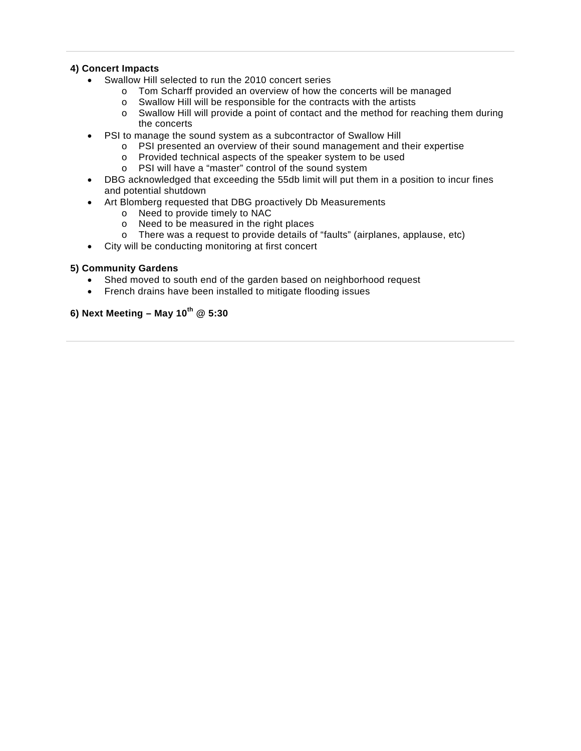**4) Concert Impacts**

- Swallow Hill selected to run the 2010 concert series
  - Tom Scharff provided an overview of how the concerts will be managed
  - Swallow Hill will be responsible for the contracts with the artists
  - Swallow Hill will provide a point of contact and the method for reaching them during the concerts
- PSI to manage the sound system as a subcontractor of Swallow Hill
  - PSI presented an overview of their sound management and their expertise
  - Provided technical aspects of the speaker system to be used
  - PSI will have a "master" control of the sound system
- DBG acknowledged that exceeding the 55db limit will put them in a position to incur fines and potential shutdown
- Art Blomberg requested that DBG proactively Db Measurements
  - Need to provide timely to NAC
  - Need to be measured in the right places
  - There was a request to provide details of "faults" (airplanes, applause, etc)
- City will be conducting monitoring at first concert

**5) Community Gardens**

- Shed moved to south end of the garden based on neighborhood request
- French drains have been installed to mitigate flooding issues

**6) Next Meeting – May 10th @ 5:30**